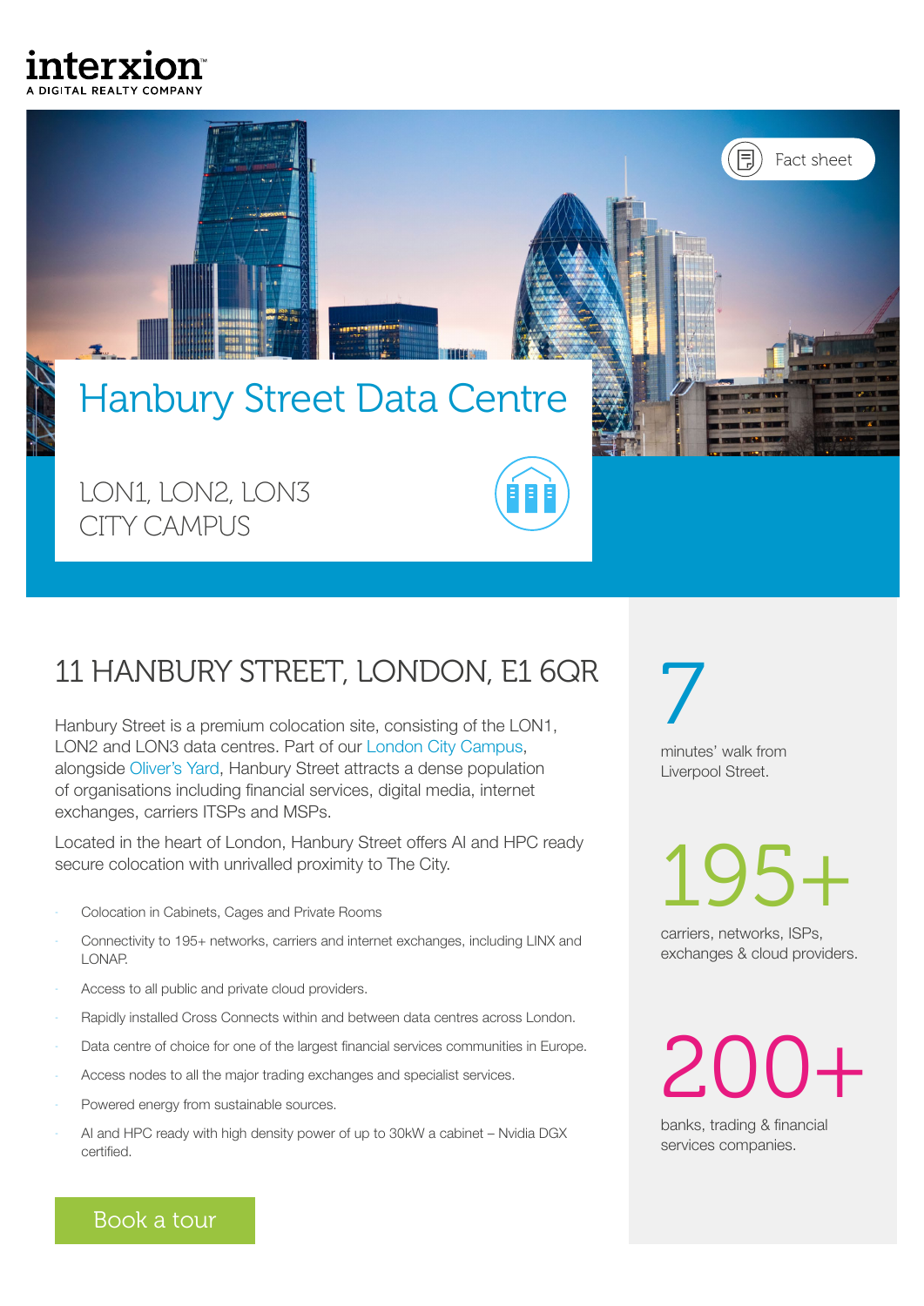interxion
A DIGITAL REALTY COMPANY

Fact sheet

# Hanbury Street Data Centre

LON1, LON2, LON3
CITY CAMPUS

## 11 HANBURY STREET, LONDON, E1 6QR

Hanbury Street is a premium colocation site, consisting of the LON1, LON2 and LON3 data centres. Part of our London City Campus, alongside Oliver's Yard, Hanbury Street attracts a dense population of organisations including financial services, digital media, internet exchanges, carriers ITSPs and MSPs.

Located in the heart of London, Hanbury Street offers AI and HPC ready secure colocation with unrivalled proximity to The City.

- Colocation in Cabinets, Cages and Private Rooms
- Connectivity to 195+ networks, carriers and internet exchanges, including LINX and LONAP.
- Access to all public and private cloud providers.
- Rapidly installed Cross Connects within and between data centres across London.
- Data centre of choice for one of the largest financial services communities in Europe.
- Access nodes to all the major trading exchanges and specialist services.
- Powered energy from sustainable sources.
- AI and HPC ready with high density power of up to 30kW a cabinet – Nvidia DGX certified.

Book a tour

**7**
minutes' walk from Liverpool Street.

**195+**
carriers, networks, ISPs, exchanges & cloud providers.

**200+**
banks, trading & financial services companies.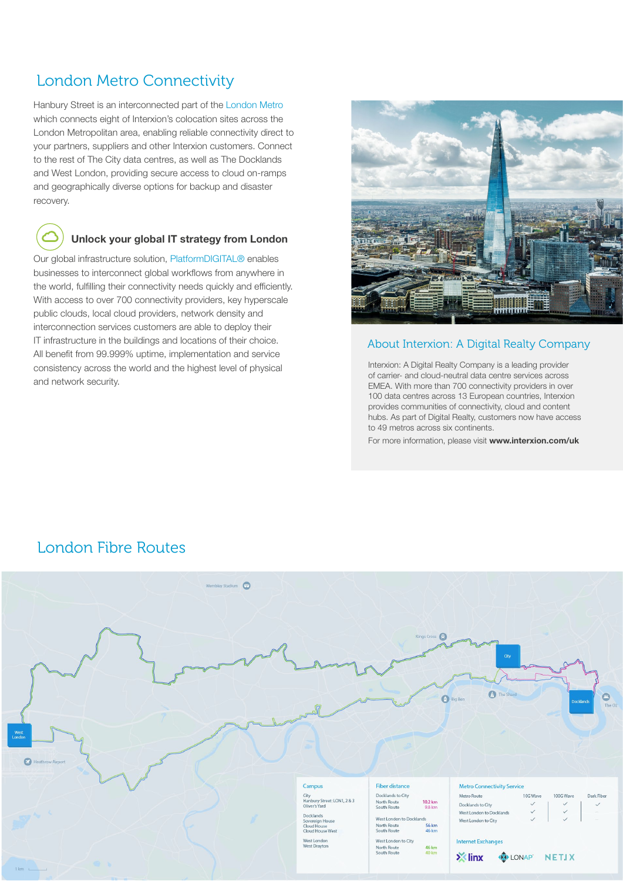## London Metro Connectivity

Hanbury Street is an interconnected part of the London Metro which connects eight of Interxion's colocation sites across the London Metropolitan area, enabling reliable connectivity direct to your partners, suppliers and other Interxion customers. Connect to the rest of The City data centres, as well as The Docklands and West London, providing secure access to cloud on-ramps and geographically diverse options for backup and disaster recovery.

### Unlock your global IT strategy from London

Our global infrastructure solution, PlatformDIGITAL® enables businesses to interconnect global workflows from anywhere in the world, fulfilling their connectivity needs quickly and efficiently. With access to over 700 connectivity providers, key hyperscale public clouds, local cloud providers, network density and interconnection services customers are able to deploy their IT infrastructure in the buildings and locations of their choice. All benefit from 99.999% uptime, implementation and service consistency across the world and the highest level of physical and network security.

## About Interxion: A Digital Realty Company

Interxion: A Digital Realty Company is a leading provider of carrier- and cloud-neutral data centre services across EMEA. With more than 700 connectivity providers in over 100 data centres across 13 European countries, Interxion provides communities of connectivity, cloud and content hubs. As part of Digital Realty, customers now have access to 49 metros across six continents.

For more information, please visit **www.interxion.com/uk**

## London Fibre Routes

Wembley Stadium, Kings Cross, City, Big Ben, The Shard, Docklands, The O2, West London, Heathrow Airport

1 km

**Campus**

City
Hanbury Street: LON1, 2 & 3
Oliver's Yard

Docklands
Sovereign House
Cloud House
Cloud House West

West London
West Drayton

**Fiber distance**

| Route | |
|---|---|
| Docklands to City | |
| North Route | 10.2 km |
| South Route | 9.8 km |
| West London to Docklands | |
| North Route | 56 km |
| South Route | 46 km |
| West London to City | |
| North Route | 46 km |
| South Route | 40 km |

**Metro Connectivity Service**

| Metro Route | 10G Wave | 100G Wave | Dark Fiber |
|---|---|---|---|
| Docklands to City | ✓ | ✓ | ✓ |
| West London to Docklands | ✓ | ✓ | – |
| West London to City | ✓ | ✓ | – |

**Internet Exchanges**

linx, LONAP, NETIX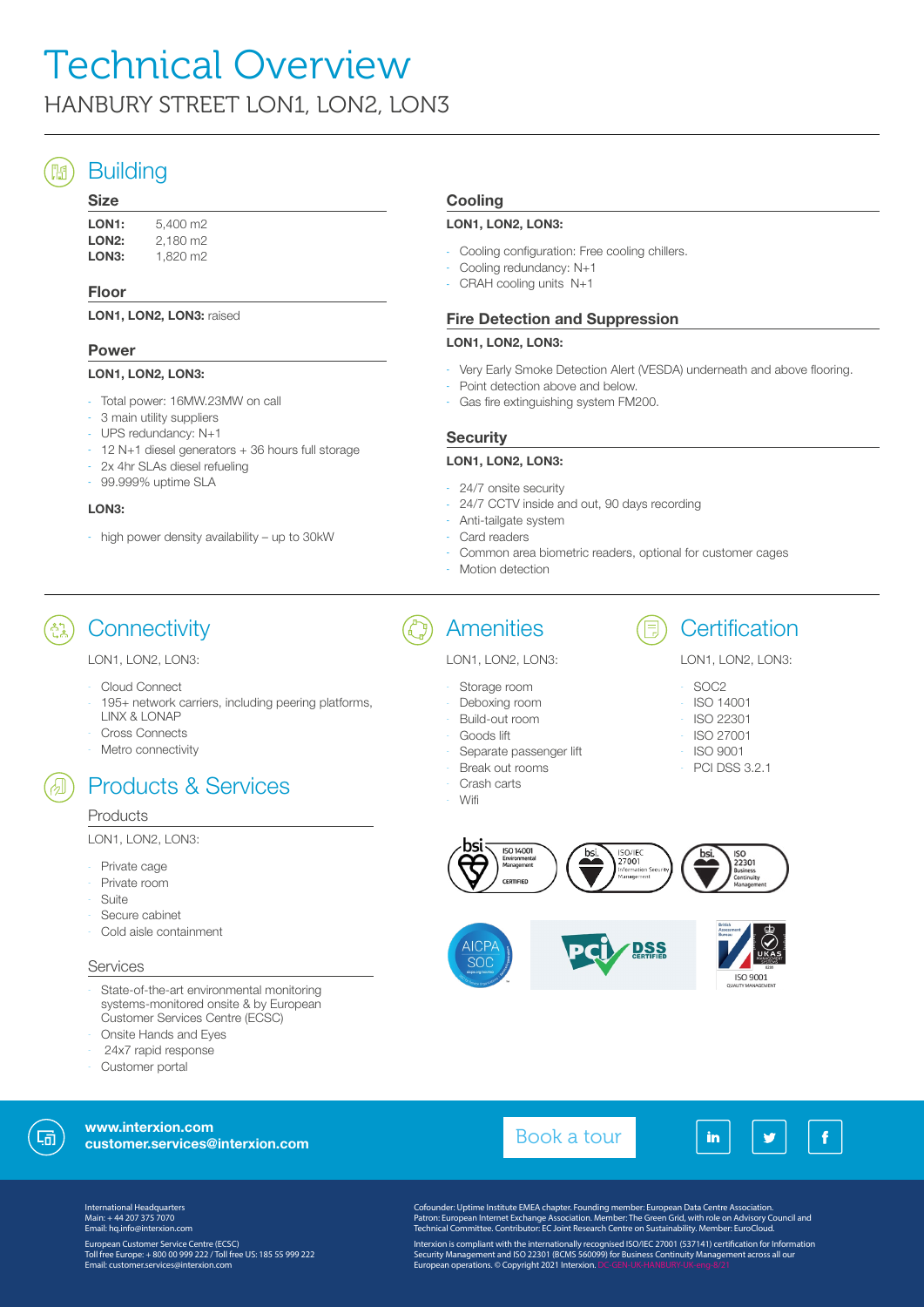# Technical Overview

HANBURY STREET LON1, LON2, LON3

## Building

### Size

**LON1:** 5,400 m2
**LON2:** 2,180 m2
**LON3:** 1,820 m2

### Floor

**LON1, LON2, LON3:** raised

### Power

**LON1, LON2, LON3:**

- Total power: 16MW.23MW on call
- 3 main utility suppliers
- UPS redundancy: N+1
- 12 N+1 diesel generators + 36 hours full storage
- 2x 4hr SLAs diesel refueling
- 99.999% uptime SLA

**LON3:**

- high power density availability – up to 30kW

### Cooling

**LON1, LON2, LON3:**

- Cooling configuration: Free cooling chillers.
- Cooling redundancy: N+1
- CRAH cooling units N+1

### Fire Detection and Suppression

**LON1, LON2, LON3:**

- Very Early Smoke Detection Alert (VESDA) underneath and above flooring.
- Point detection above and below.
- Gas fire extinguishing system FM200.

### Security

**LON1, LON2, LON3:**

- 24/7 onsite security
- 24/7 CCTV inside and out, 90 days recording
- Anti-tailgate system
- Card readers
- Common area biometric readers, optional for customer cages
- Motion detection

## Connectivity

LON1, LON2, LON3:

- Cloud Connect
- 195+ network carriers, including peering platforms, LINX & LONAP
- Cross Connects
- Metro connectivity

## Products & Services

### Products

LON1, LON2, LON3:

- Private cage
- Private room
- Suite
- Secure cabinet
- Cold aisle containment

### Services

- State-of-the-art environmental monitoring systems-monitored onsite & by European Customer Services Centre (ECSC)
- Onsite Hands and Eyes
- 24x7 rapid response
- Customer portal

## Amenities

LON1, LON2, LON3:

- Storage room
- Deboxing room
- Build-out room
- Goods lift
- Separate passenger lift
- Break out rooms
- Crash carts
- Wifi

## Certification

LON1, LON2, LON3:

- SOC2
- ISO 14001
- ISO 22301
- ISO 27001
- ISO 9001
- PCI DSS 3.2.1

**www.interxion.com**
**customer.services@interxion.com**

Book a tour

International Headquarters
Main: + 44 207 375 7070
Email: hq.info@interxion.com

European Customer Service Centre (ECSC)
Toll free Europe: + 800 00 999 222 / Toll free US: 185 55 999 222
Email: customer.services@interxion.com

Cofounder: Uptime Institute EMEA chapter. Founding member: European Data Centre Association. Patron: European Internet Exchange Association. Member: The Green Grid, with role on Advisory Council and Technical Committee. Contributor: EC Joint Research Centre on Sustainability. Member: EuroCloud.

Interxion is compliant with the internationally recognised ISO/IEC 27001 (537141) certification for Information Security Management and ISO 22301 (BCMS 560099) for Business Continuity Management across all our European operations. © Copyright 2021 Interxion. DC-GEN-UK-HANBURY-UK-eng-8/21